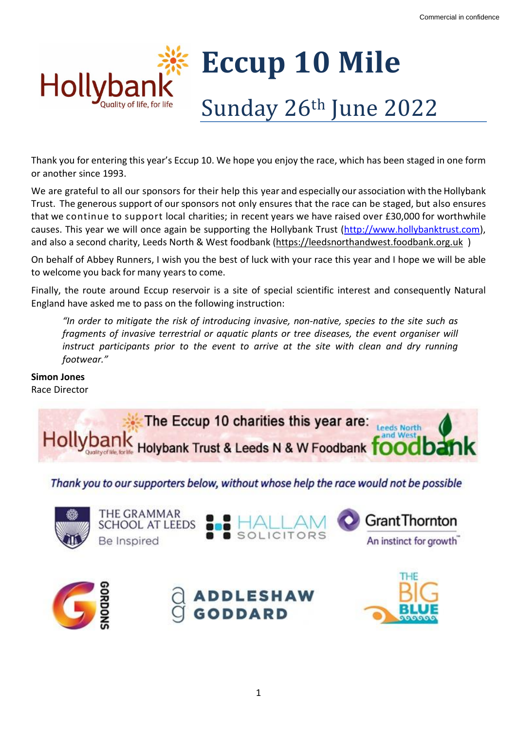# Eccup 10 Mile

## Sunday 26th June 2022

Thank you for entering this year's Eccup 10. We hope you enjoy the race, which has been staged in one form or another since 1993.

We are grateful to all our sponsors for their help this year and especially our association with the Hollybank Trust. The generous support of our sponsors not only ensures that the race can be staged, but also ensures that we continue to support local charities; in recent years we have raised over £30,000 for worthwhile causes. This year we will once again be supporting the Hollybank Trust (http://www.hollybanktrust.com), and also a second charity, Leeds North & West foodbank (https://leedsnorthandwest.foodbank.org.uk )

On behalf of Abbey Runners, I wish you the best of luck with your race this year and I hope we will be able to welcome you back for many years to come.

Finally, the route around Eccup reservoir is a site of special scientific interest and consequently Natural England have asked me to pass on the following instruction:

> *"In order to mitigate the risk of introducing invasive, non-native, species to the site such as fragments of invasive terrestrial or aquatic plants or tree diseases, the event organiser will instruct participants prior to the event to arrive at the site with clean and dry running footwear."*

**Simon Jones**
Race Director

The Eccup 10 charities this year are: Holybank Trust & Leeds N & W Foodbank

*Thank you to our supporters below, without whose help the race would not be possible*

The Grammar School at Leeds – Be Inspired
Hallam Solicitors
Grant Thornton – An instinct for growth
Gordons
Addleshaw Goddard
The Big Blue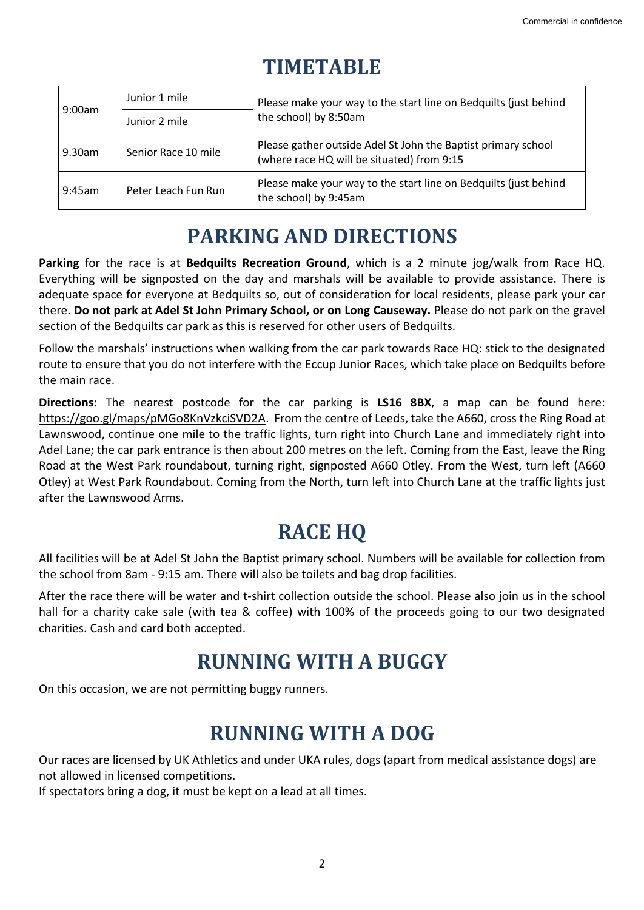# TIMETABLE

| | | |
|---|---|---|
| 9:00am | Junior 1 mile | Please make your way to the start line on Bedquilts (just behind the school) by 8:50am |
| | Junior 2 mile | |
| 9.30am | Senior Race 10 mile | Please gather outside Adel St John the Baptist primary school (where race HQ will be situated) from 9:15 |
| 9:45am | Peter Leach Fun Run | Please make your way to the start line on Bedquilts (just behind the school) by 9:45am |

# PARKING AND DIRECTIONS

**Parking** for the race is at **Bedquilts Recreation Ground**, which is a 2 minute jog/walk from Race HQ. Everything will be signposted on the day and marshals will be available to provide assistance. There is adequate space for everyone at Bedquilts so, out of consideration for local residents, please park your car there. **Do not park at Adel St John Primary School, or on Long Causeway.** Please do not park on the gravel section of the Bedquilts car park as this is reserved for other users of Bedquilts.

Follow the marshals' instructions when walking from the car park towards Race HQ: stick to the designated route to ensure that you do not interfere with the Eccup Junior Races, which take place on Bedquilts before the main race.

**Directions:** The nearest postcode for the car parking is **LS16 8BX**, a map can be found here: https://goo.gl/maps/pMGo8KnVzkciSVD2A. From the centre of Leeds, take the A660, cross the Ring Road at Lawnswood, continue one mile to the traffic lights, turn right into Church Lane and immediately right into Adel Lane; the car park entrance is then about 200 metres on the left. Coming from the East, leave the Ring Road at the West Park roundabout, turning right, signposted A660 Otley. From the West, turn left (A660 Otley) at West Park Roundabout. Coming from the North, turn left into Church Lane at the traffic lights just after the Lawnswood Arms.

# RACE HQ

All facilities will be at Adel St John the Baptist primary school. Numbers will be available for collection from the school from 8am - 9:15 am. There will also be toilets and bag drop facilities.

After the race there will be water and t-shirt collection outside the school. Please also join us in the school hall for a charity cake sale (with tea & coffee) with 100% of the proceeds going to our two designated charities. Cash and card both accepted.

# RUNNING WITH A BUGGY

On this occasion, we are not permitting buggy runners.

# RUNNING WITH A DOG

Our races are licensed by UK Athletics and under UKA rules, dogs (apart from medical assistance dogs) are not allowed in licensed competitions.
If spectators bring a dog, it must be kept on a lead at all times.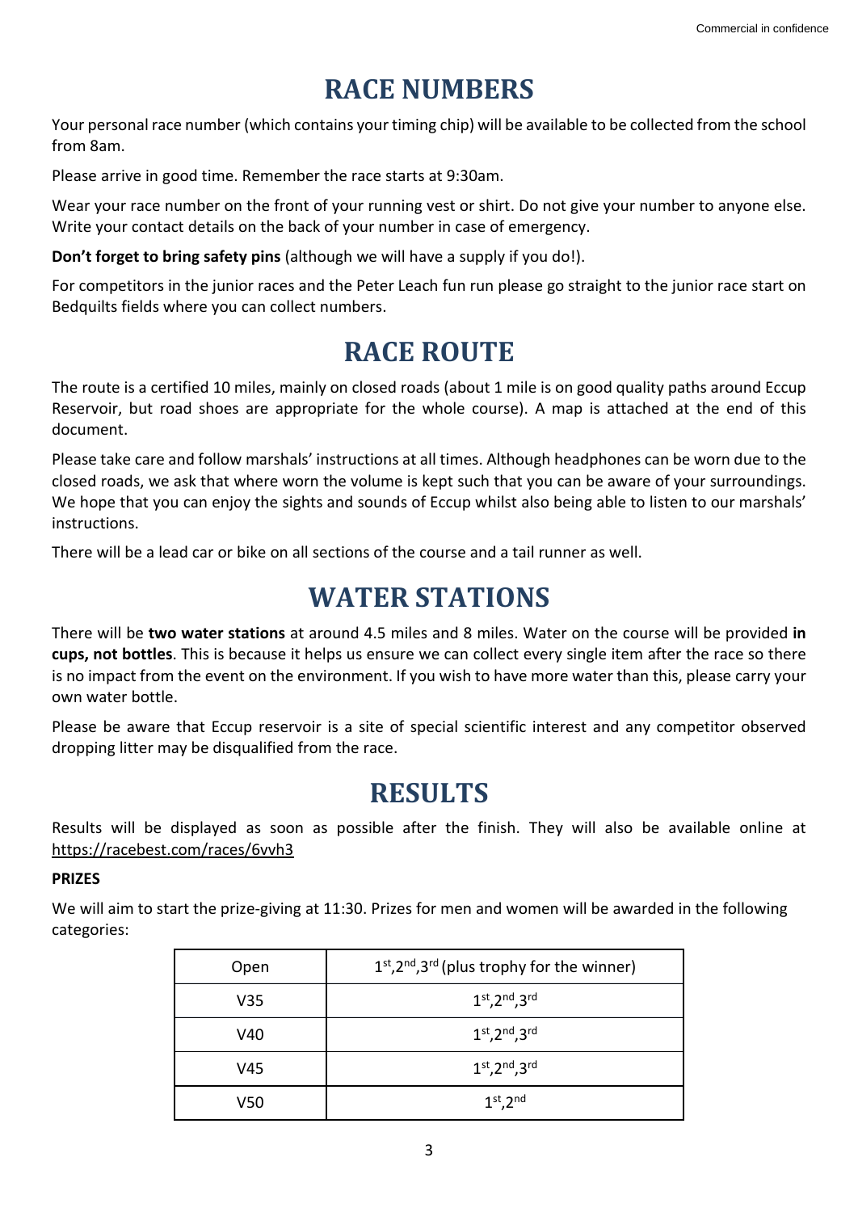# RACE NUMBERS

Your personal race number (which contains your timing chip) will be available to be collected from the school from 8am.

Please arrive in good time. Remember the race starts at 9:30am.

Wear your race number on the front of your running vest or shirt. Do not give your number to anyone else. Write your contact details on the back of your number in case of emergency.

**Don't forget to bring safety pins** (although we will have a supply if you do!).

For competitors in the junior races and the Peter Leach fun run please go straight to the junior race start on Bedquilts fields where you can collect numbers.

# RACE ROUTE

The route is a certified 10 miles, mainly on closed roads (about 1 mile is on good quality paths around Eccup Reservoir, but road shoes are appropriate for the whole course). A map is attached at the end of this document.

Please take care and follow marshals' instructions at all times. Although headphones can be worn due to the closed roads, we ask that where worn the volume is kept such that you can be aware of your surroundings. We hope that you can enjoy the sights and sounds of Eccup whilst also being able to listen to our marshals' instructions.

There will be a lead car or bike on all sections of the course and a tail runner as well.

# WATER STATIONS

There will be **two water stations** at around 4.5 miles and 8 miles. Water on the course will be provided **in cups, not bottles**. This is because it helps us ensure we can collect every single item after the race so there is no impact from the event on the environment. If you wish to have more water than this, please carry your own water bottle.

Please be aware that Eccup reservoir is a site of special scientific interest and any competitor observed dropping litter may be disqualified from the race.

# RESULTS

Results will be displayed as soon as possible after the finish. They will also be available online at https://racebest.com/races/6vvh3

**PRIZES**

We will aim to start the prize-giving at 11:30. Prizes for men and women will be awarded in the following categories:

| Open | 1st, 2nd, 3rd (plus trophy for the winner) |
|---|---|
| V35 | 1st, 2nd, 3rd |
| V40 | 1st, 2nd, 3rd |
| V45 | 1st, 2nd, 3rd |
| V50 | 1st, 2nd |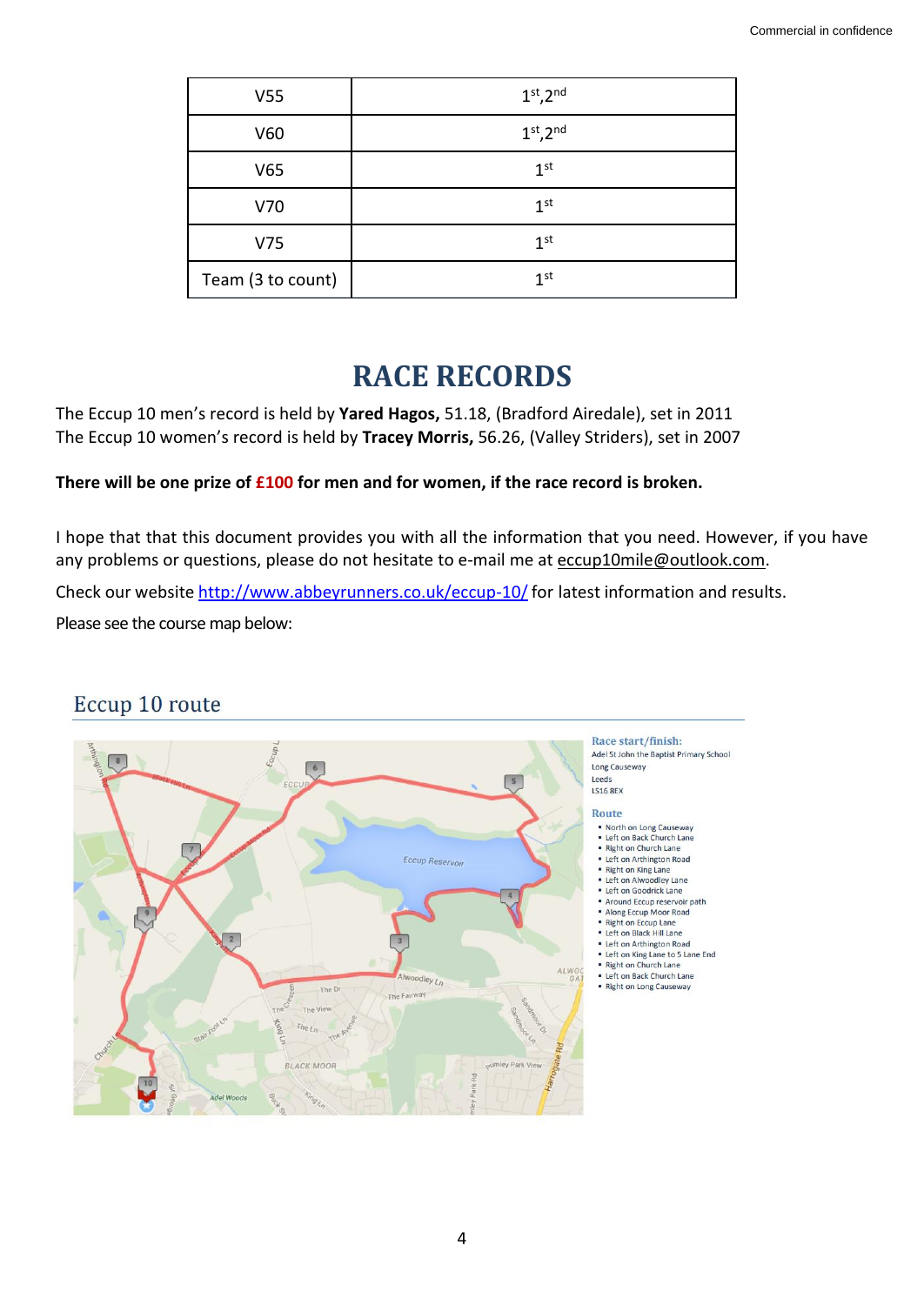| | |
|---|---|
| V55 | 1st,2nd |
| V60 | 1st,2nd |
| V65 | 1st |
| V70 | 1st |
| V75 | 1st |
| Team (3 to count) | 1st |

# RACE RECORDS

The Eccup 10 men's record is held by **Yared Hagos,** 51.18, (Bradford Airedale), set in 2011
The Eccup 10 women's record is held by **Tracey Morris,** 56.26, (Valley Striders), set in 2007

**There will be one prize of £100 for men and for women, if the race record is broken.**

I hope that that this document provides you with all the information that you need. However, if you have any problems or questions, please do not hesitate to e-mail me at eccup10mile@outlook.com.

Check our website http://www.abbeyrunners.co.uk/eccup-10/ for latest information and results.

Please see the course map below:

## Eccup 10 route

**Race start/finish:**
Adel St John the Baptist Primary School
Long Causeway
Leeds
LS16 8EX

**Route**

- North on Long Causeway
- Left on Back Church Lane
- Right on Church Lane
- Left on Arthington Road
- Right on King Lane
- Left on Alwoodley Lane
- Left on Goodrick Lane
- Around Eccup reservoir path
- Along Eccup Moor Road
- Right on Eccup Lane
- Left on Black Hill Lane
- Left on Arthington Road
- Left on King Lane to 5 Lane End
- Right on Church Lane
- Left on Back Church Lane
- Right on Long Causeway